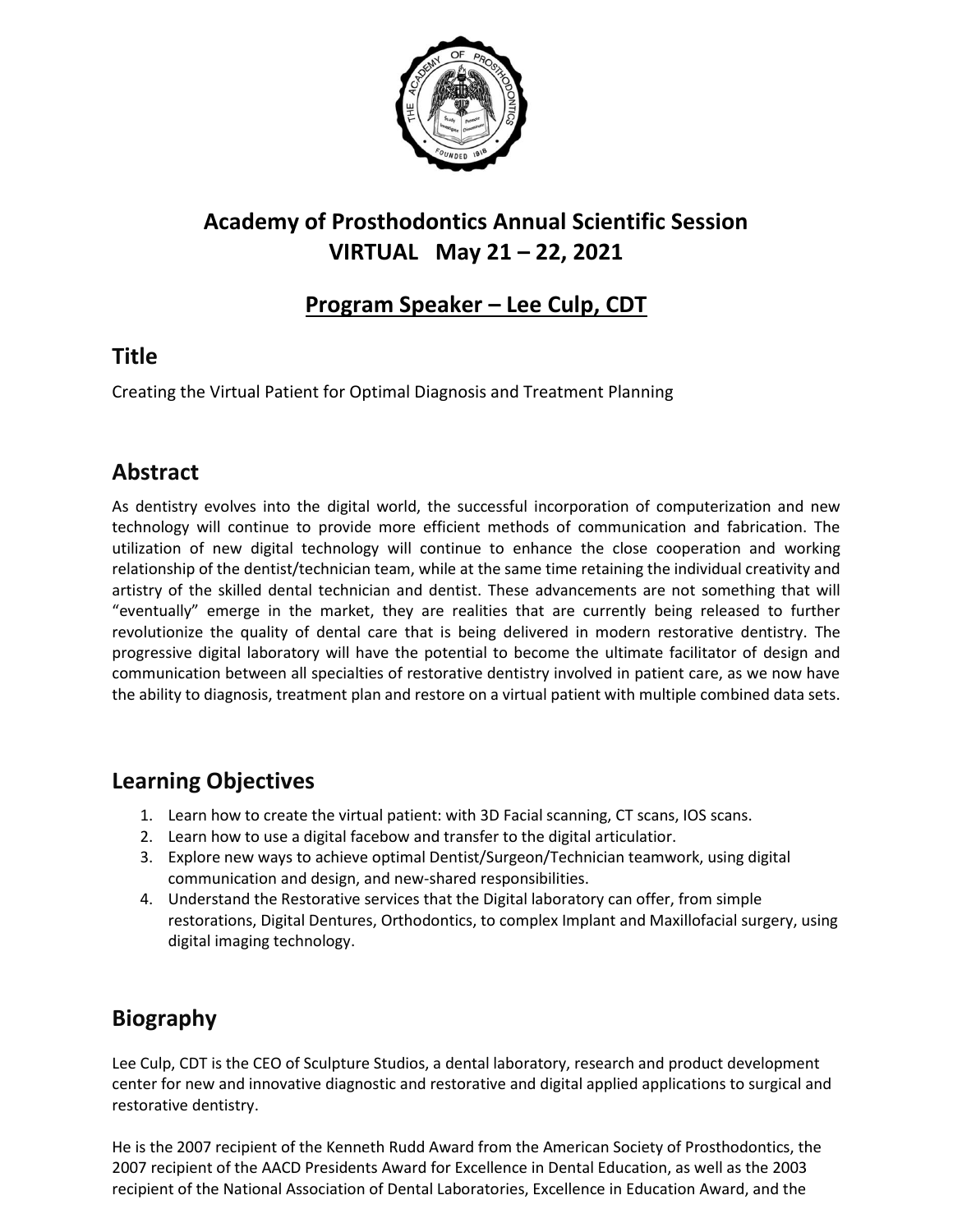# Academy of Prosthodontics Annual Scientific Session
# VIRTUAL May 21 – 22, 2021

## Program Speaker – Lee Culp, CDT

## Title

Creating the Virtual Patient for Optimal Diagnosis and Treatment Planning

## Abstract

As dentistry evolves into the digital world, the successful incorporation of computerization and new technology will continue to provide more efficient methods of communication and fabrication. The utilization of new digital technology will continue to enhance the close cooperation and working relationship of the dentist/technician team, while at the same time retaining the individual creativity and artistry of the skilled dental technician and dentist. These advancements are not something that will "eventually" emerge in the market, they are realities that are currently being released to further revolutionize the quality of dental care that is being delivered in modern restorative dentistry. The progressive digital laboratory will have the potential to become the ultimate facilitator of design and communication between all specialties of restorative dentistry involved in patient care, as we now have the ability to diagnosis, treatment plan and restore on a virtual patient with multiple combined data sets.

## Learning Objectives

1. Learn how to create the virtual patient: with 3D Facial scanning, CT scans, IOS scans.
2. Learn how to use a digital facebow and transfer to the digital articulatior.
3. Explore new ways to achieve optimal Dentist/Surgeon/Technician teamwork, using digital communication and design, and new-shared responsibilities.
4. Understand the Restorative services that the Digital laboratory can offer, from simple restorations, Digital Dentures, Orthodontics, to complex Implant and Maxillofacial surgery, using digital imaging technology.

## Biography

Lee Culp, CDT is the CEO of Sculpture Studios, a dental laboratory, research and product development center for new and innovative diagnostic and restorative and digital applied applications to surgical and restorative dentistry.

He is the 2007 recipient of the Kenneth Rudd Award from the American Society of Prosthodontics, the 2007 recipient of the AACD Presidents Award for Excellence in Dental Education, as well as the 2003 recipient of the National Association of Dental Laboratories, Excellence in Education Award, and the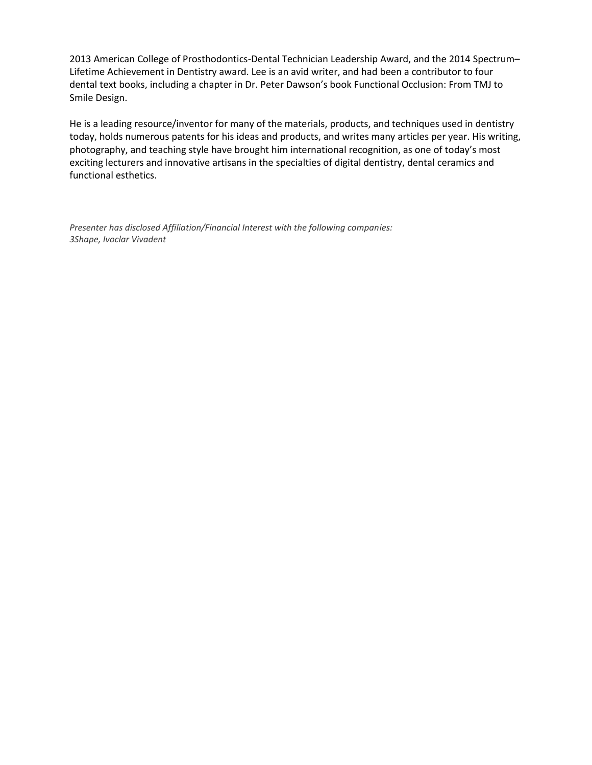2013 American College of Prosthodontics-Dental Technician Leadership Award, and the 2014 Spectrum–Lifetime Achievement in Dentistry award. Lee is an avid writer, and had been a contributor to four dental text books, including a chapter in Dr. Peter Dawson's book Functional Occlusion: From TMJ to Smile Design.

He is a leading resource/inventor for many of the materials, products, and techniques used in dentistry today, holds numerous patents for his ideas and products, and writes many articles per year. His writing, photography, and teaching style have brought him international recognition, as one of today's most exciting lecturers and innovative artisans in the specialties of digital dentistry, dental ceramics and functional esthetics.

*Presenter has disclosed Affiliation/Financial Interest with the following companies:*
*3Shape, Ivoclar Vivadent*